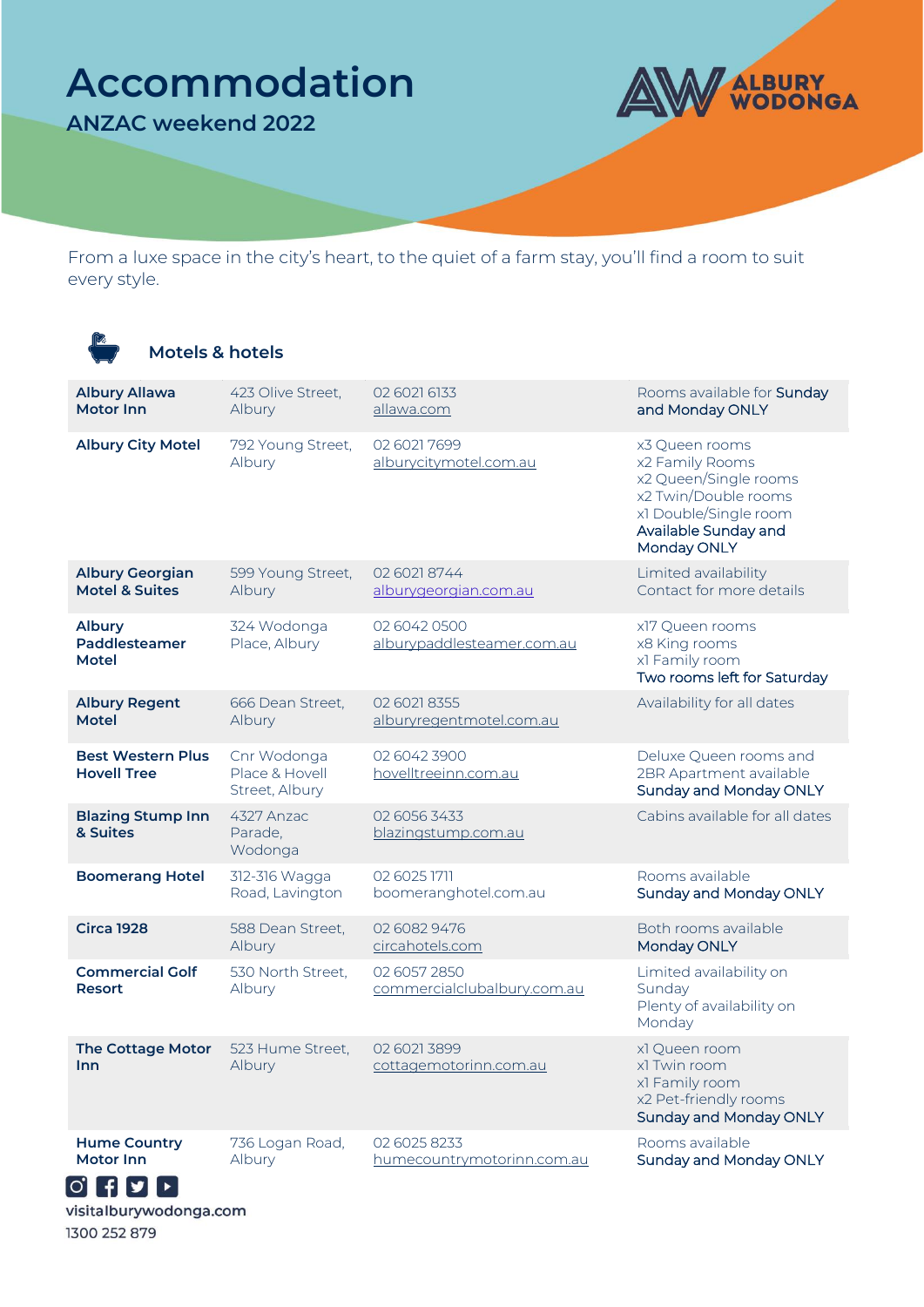# Accommodation

## ANZAC weekend 2022

ALBURY WODONGA

From a luxe space in the city's heart, to the quiet of a farm stay, you'll find a room to suit every style.

### Motels & hotels

| | | | |
|---|---|---|---|
| **Albury Allawa Motor Inn** | 423 Olive Street, Albury | 02 6021 6133<br>allawa.com | Rooms available for Sunday and Monday ONLY |
| **Albury City Motel** | 792 Young Street, Albury | 02 6021 7699<br>alburycitymotel.com.au | x3 Queen rooms<br>x2 Family Rooms<br>x2 Queen/Single rooms<br>x2 Twin/Double rooms<br>x1 Double/Single room<br>Available Sunday and Monday ONLY |
| **Albury Georgian Motel & Suites** | 599 Young Street, Albury | 02 6021 8744<br>alburygeorgian.com.au | Limited availability<br>Contact for more details |
| **Albury Paddlesteamer Motel** | 324 Wodonga Place, Albury | 02 6042 0500<br>alburypaddlesteamer.com.au | x17 Queen rooms<br>x8 King rooms<br>x1 Family room<br>Two rooms left for Saturday |
| **Albury Regent Motel** | 666 Dean Street, Albury | 02 6021 8355<br>alburyregentmotel.com.au | Availability for all dates |
| **Best Western Plus Hovell Tree** | Cnr Wodonga Place & Hovell Street, Albury | 02 6042 3900<br>hovelltreeinn.com.au | Deluxe Queen rooms and 2BR Apartment available<br>Sunday and Monday ONLY |
| **Blazing Stump Inn & Suites** | 4327 Anzac Parade, Wodonga | 02 6056 3433<br>blazingstump.com.au | Cabins available for all dates |
| **Boomerang Hotel** | 312-316 Wagga Road, Lavington | 02 6025 1711<br>boomeranghotel.com.au | Rooms available<br>Sunday and Monday ONLY |
| **Circa 1928** | 588 Dean Street, Albury | 02 6082 9476<br>circahotels.com | Both rooms available<br>Monday ONLY |
| **Commercial Golf Resort** | 530 North Street, Albury | 02 6057 2850<br>commercialclubalbury.com.au | Limited availability on Sunday<br>Plenty of availability on Monday |
| **The Cottage Motor Inn** | 523 Hume Street, Albury | 02 6021 3899<br>cottagemotorinn.com.au | x1 Queen room<br>x1 Twin room<br>x1 Family room<br>x2 Pet-friendly rooms<br>Sunday and Monday ONLY |
| **Hume Country Motor Inn** | 736 Logan Road, Albury | 02 6025 8233<br>humecountrymotorinn.com.au | Rooms available<br>Sunday and Monday ONLY |

visitalburywodonga.com
1300 252 879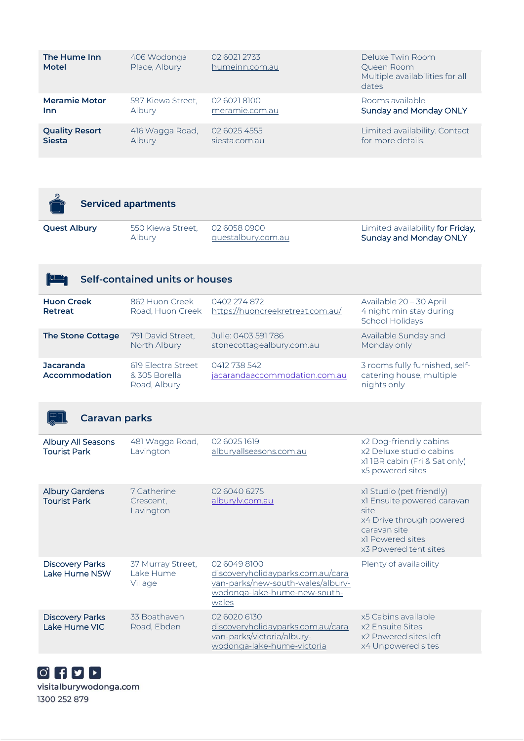| | | | |
|---|---|---|---|
| **The Hume Inn Motel** | 406 Wodonga Place, Albury | 02 6021 2733 humeinn.com.au | Deluxe Twin Room Queen Room Multiple availabilities for all dates |
| **Meramie Motor Inn** | 597 Kiewa Street, Albury | 02 6021 8100 meramie.com.au | Rooms available Sunday and Monday ONLY |
| **Quality Resort Siesta** | 416 Wagga Road, Albury | 02 6025 4555 siesta.com.au | Limited availability. Contact for more details. |

## Serviced apartments

| | | | |
|---|---|---|---|
| **Quest Albury** | 550 Kiewa Street, Albury | 02 6058 0900 questalbury.com.au | Limited availability for Friday, Sunday and Monday ONLY |

## Self-contained units or houses

| | | | |
|---|---|---|---|
| **Huon Creek Retreat** | 862 Huon Creek Road, Huon Creek | 0402 274 872 https://huoncreekretreat.com.au/ | Available 20 – 30 April 4 night min stay during School Holidays |
| **The Stone Cottage** | 791 David Street, North Albury | Julie: 0403 591 786 stonecottagealbury.com.au | Available Sunday and Monday only |
| **Jacaranda Accommodation** | 619 Electra Street & 305 Borella Road, Albury | 0412 738 542 jacarandaaccommodation.com.au | 3 rooms fully furnished, self-catering house, multiple nights only |

## Caravan parks

| | | | |
|---|---|---|---|
| Albury All Seasons Tourist Park | 481 Wagga Road, Lavington | 02 6025 1619 alburyallseasons.com.au | x2 Dog-friendly cabins x2 Deluxe studio cabins x1 1BR cabin (Fri & Sat only) x5 powered sites |
| Albury Gardens Tourist Park | 7 Catherine Crescent, Lavington | 02 6040 6275 alburylv.com.au | x1 Studio (pet friendly) x1 Ensuite powered caravan site x4 Drive through powered caravan site x1 Powered sites x3 Powered tent sites |
| Discovery Parks Lake Hume NSW | 37 Murray Street, Lake Hume Village | 02 6049 8100 discoveryholidayparks.com.au/caravan-parks/new-south-wales/albury-wodonga-lake-hume-new-south-wales | Plenty of availability |
| Discovery Parks Lake Hume VIC | 33 Boathaven Road, Ebden | 02 6020 6130 discoveryholidayparks.com.au/caravan-parks/victoria/albury-wodonga-lake-hume-victoria | x5 Cabins available x2 Ensuite Sites x2 Powered sites left x4 Unpowered sites |

visitalburywodonga.com
1300 252 879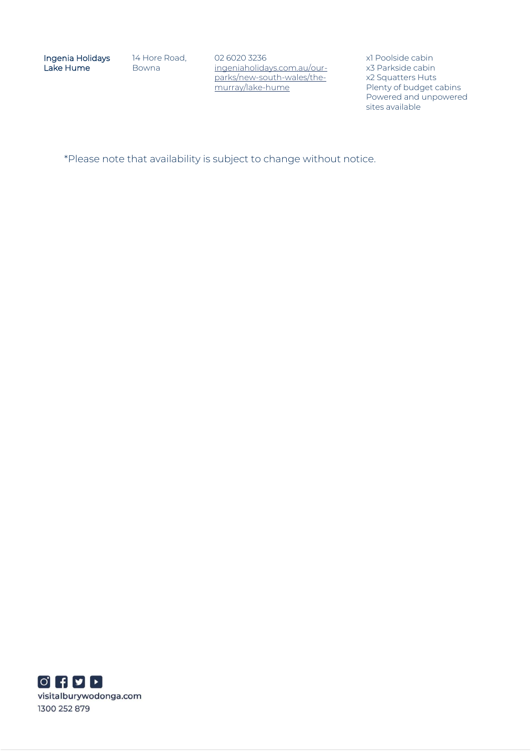| | | | |
|---|---|---|---|
| Ingenia Holidays Lake Hume | 14 Hore Road, Bowna | 02 6020 3236 [ingeniaholidays.com.au/our-parks/new-south-wales/the-murray/lake-hume](ingeniaholidays.com.au/our-parks/new-south-wales/the-murray/lake-hume) | x1 Poolside cabin<br>x3 Parkside cabin<br>x2 Squatters Huts<br>Plenty of budget cabins<br>Powered and unpowered sites available |

*Please note that availability is subject to change without notice.

visitalburywodonga.com
1300 252 879